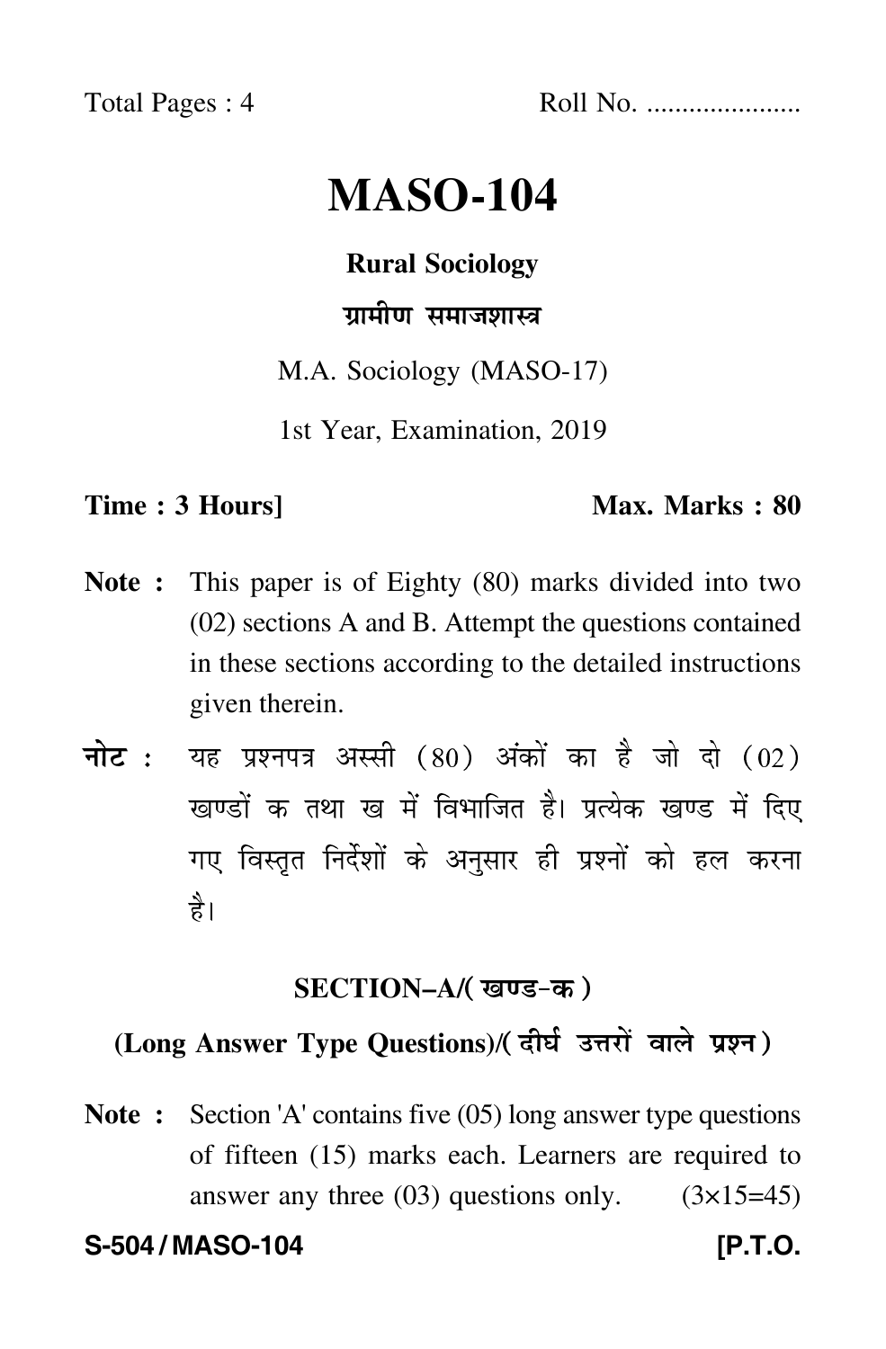Total Pages : 4 Roll No. .....................

# MASO-104

**Rural Sociology**

**ग्रामीण समाजशास्त्र**

M.A. Sociology (MASO-17)

1st Year, Examination, 2019

**Time : 3 Hours]** **Max. Marks : 80**

**Note :** This paper is of Eighty (80) marks divided into two (02) sections A and B. Attempt the questions contained in these sections according to the detailed instructions given therein.

**नोट :** यह प्रश्नपत्र अस्सी (80) अंकों का है जो दो (02) खण्डों क तथा ख में विभाजित है। प्रत्येक खण्ड में दिए गए विस्तृत निर्देशों के अनुसार ही प्रश्नों को हल करना है।

## SECTION–A/(खण्ड-क)

### (Long Answer Type Questions)/(दीर्घ उत्तरों वाले प्रश्न)

**Note :** Section 'A' contains five (05) long answer type questions of fifteen (15) marks each. Learners are required to answer any three (03) questions only. (3×15=45)

**S-504 / MASO-104** **[P.T.O.**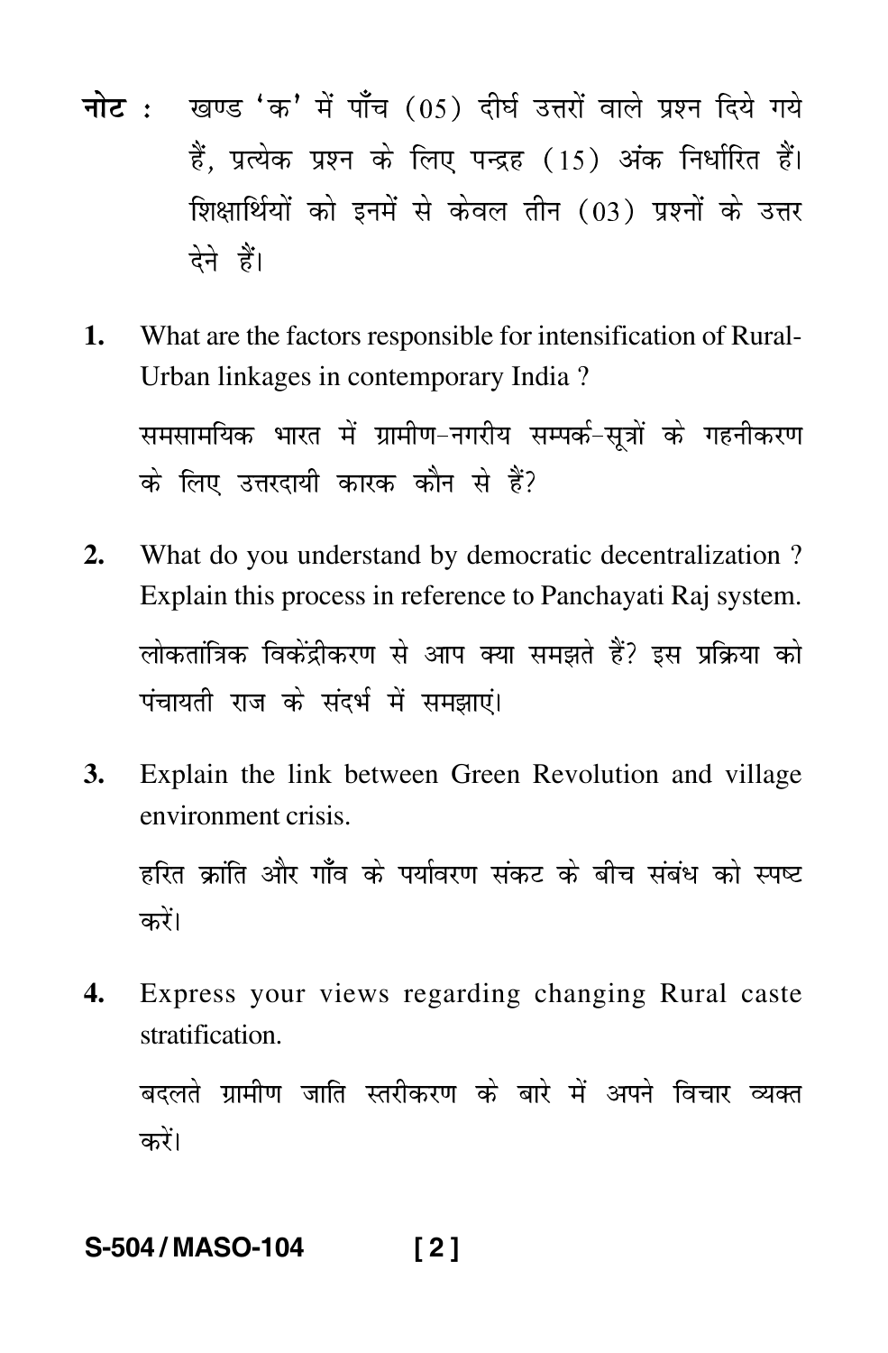**नोट :** खण्ड 'क' में पाँच (05) दीर्घ उत्तरों वाले प्रश्न दिये गये हैं, प्रत्येक प्रश्न के लिए पन्द्रह (15) अंक निर्धारित हैं। शिक्षार्थियों को इनमें से केवल तीन (03) प्रश्नों के उत्तर देने हैं।

**1.** What are the factors responsible for intensification of Rural-Urban linkages in contemporary India ?

समसामयिक भारत में ग्रामीण-नगरीय सम्पर्क-सूत्रों के गहनीकरण के लिए उत्तरदायी कारक कौन से हैं?

**2.** What do you understand by democratic decentralization ? Explain this process in reference to Panchayati Raj system.

लोकतांत्रिक विकेंद्रीकरण से आप क्या समझते हैं? इस प्रक्रिया को पंचायती राज के संदर्भ में समझाएं।

**3.** Explain the link between Green Revolution and village environment crisis.

हरित क्रांति और गाँव के पर्यावरण संकट के बीच संबंध को स्पष्ट करें।

**4.** Express your views regarding changing Rural caste stratification.

बदलते ग्रामीण जाति स्तरीकरण के बारे में अपने विचार व्यक्त करें।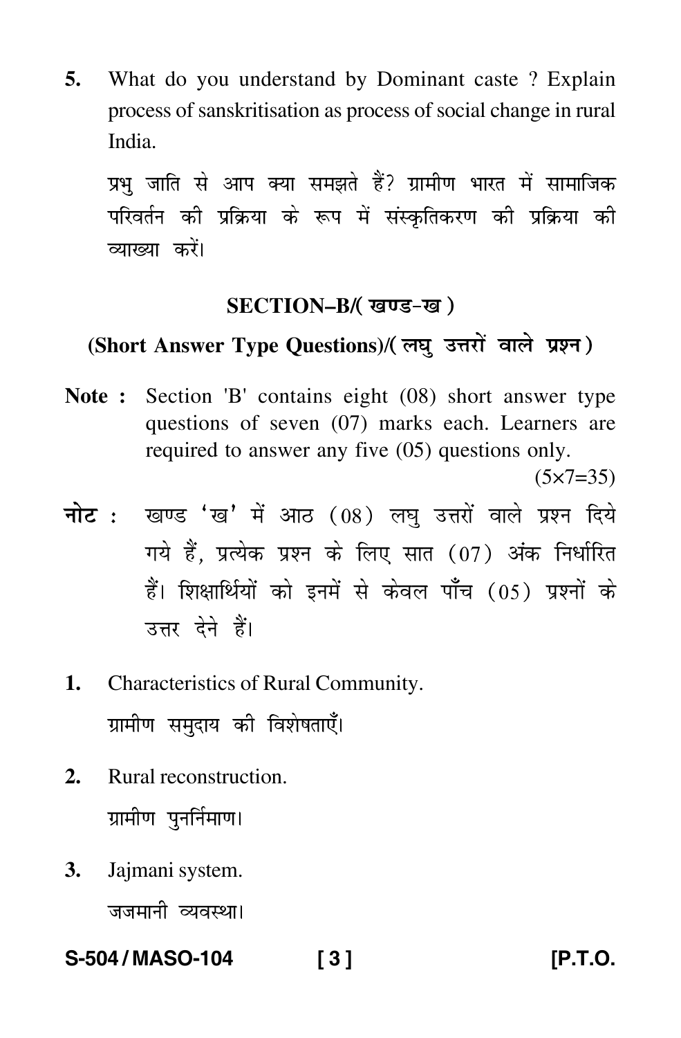5. What do you understand by Dominant caste ? Explain process of sanskritisation as process of social change in rural India.

   प्रभु जाति से आप क्या समझते हैं? ग्रामीण भारत में सामाजिक परिवर्तन की प्रक्रिया के रूप में संस्कृतिकरण की प्रक्रिया की व्याख्या करें।

## SECTION–B/( खण्ड-ख )

### (Short Answer Type Questions)/( लघु उत्तरों वाले प्रश्न )

**Note :** Section 'B' contains eight (08) short answer type questions of seven (07) marks each. Learners are required to answer any five (05) questions only.

(5×7=35)

**नोट :** खण्ड 'ख' में आठ (08) लघु उत्तरों वाले प्रश्न दिये गये हैं, प्रत्येक प्रश्न के लिए सात (07) अंक निर्धारित हैं। शिक्षार्थियों को इनमें से केवल पाँच (05) प्रश्नों के उत्तर देने हैं।

1. Characteristics of Rural Community.

   ग्रामीण समुदाय की विशेषताएँ।

2. Rural reconstruction.

   ग्रामीण पुनर्निमाण।

3. Jajmani system.

   जजमानी व्यवस्था।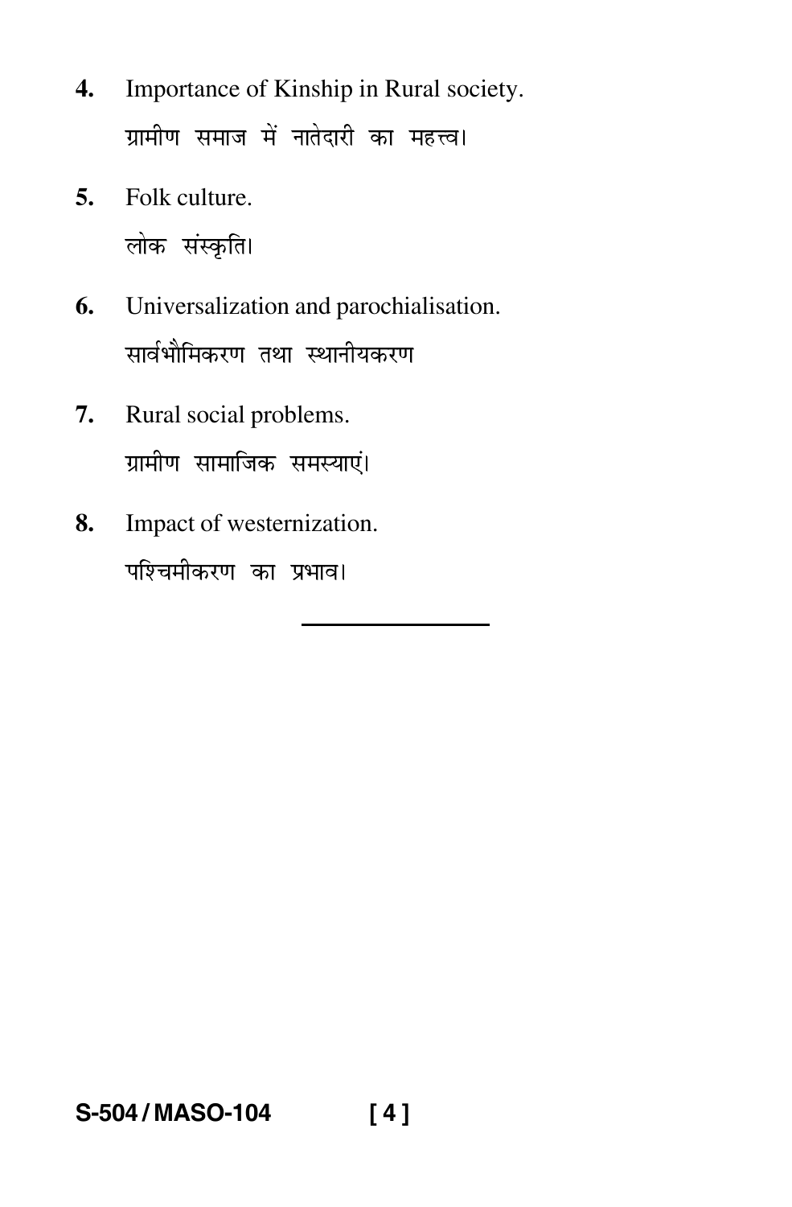**4.** Importance of Kinship in Rural society.

ग्रामीण समाज में नातेदारी का महत्त्व।

**5.** Folk culture.

लोक संस्कृति।

**6.** Universalization and parochialisation.

सार्वभौमिकरण तथा स्थानीयकरण

**7.** Rural social problems.

ग्रामीण सामाजिक समस्याएं।

**8.** Impact of westernization.

पश्चिमीकरण का प्रभाव।

---